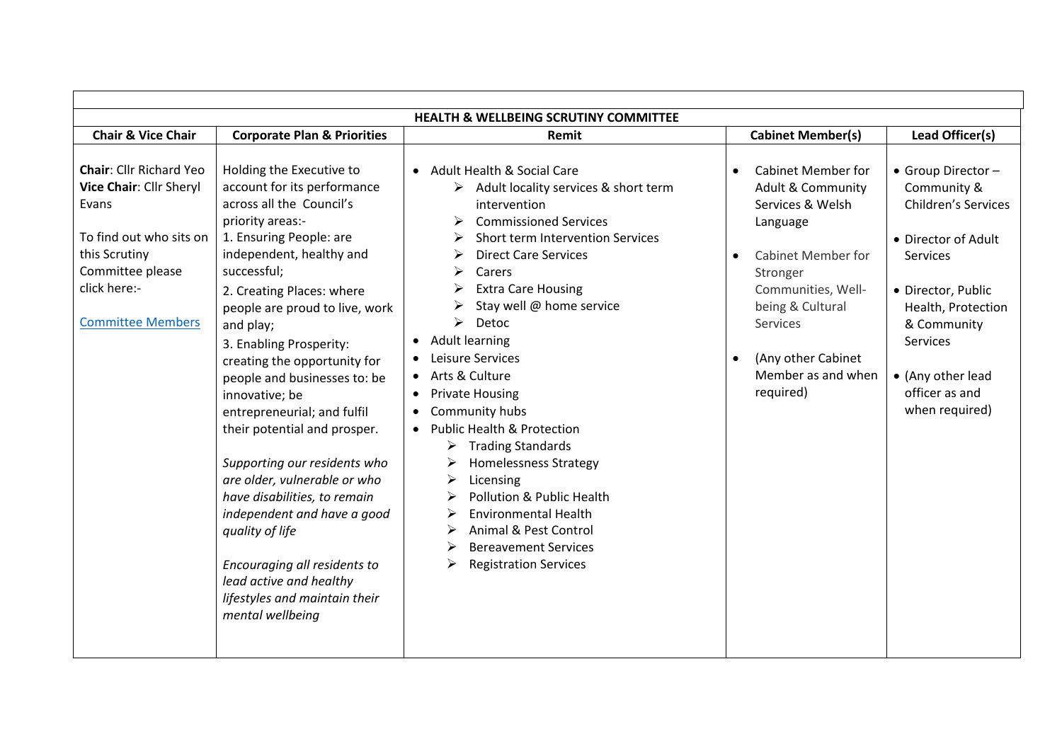| HEALTH & WELLBEING SCRUTINY COMMITTEE | | | | |
|---|---|---|---|---|
| **Chair & Vice Chair** | **Corporate Plan & Priorities** | **Remit** | **Cabinet Member(s)** | **Lead Officer(s)** |
| **Chair**: Cllr Richard Yeo<br>**Vice Chair**: Cllr Sheryl Evans<br><br>To find out who sits on this Scrutiny Committee please click here:-<br><br>Committee Members | Holding the Executive to account for its performance across all the Council's priority areas:-<br>1. Ensuring People: are independent, healthy and successful;<br>2. Creating Places: where people are proud to live, work and play;<br>3. Enabling Prosperity: creating the opportunity for people and businesses to: be innovative; be entrepreneurial; and fulfil their potential and prosper.<br><br>*Supporting our residents who are older, vulnerable or who have disabilities, to remain independent and have a good quality of life*<br><br>*Encouraging all residents to lead active and healthy lifestyles and maintain their mental wellbeing* | • Adult Health & Social Care<br>➢ Adult locality services & short term intervention<br>➢ Commissioned Services<br>➢ Short term Intervention Services<br>➢ Direct Care Services<br>➢ Carers<br>➢ Extra Care Housing<br>➢ Stay well @ home service<br>➢ Detoc<br>• Adult learning<br>• Leisure Services<br>• Arts & Culture<br>• Private Housing<br>• Community hubs<br>• Public Health & Protection<br>➢ Trading Standards<br>➢ Homelessness Strategy<br>➢ Licensing<br>➢ Pollution & Public Health<br>➢ Environmental Health<br>➢ Animal & Pest Control<br>➢ Bereavement Services<br>➢ Registration Services | • Cabinet Member for Adult & Community Services & Welsh Language<br><br>• Cabinet Member for Stronger Communities, Well-being & Cultural Services<br><br>• (Any other Cabinet Member as and when required) | • Group Director – Community & Children's Services<br><br>• Director of Adult Services<br><br>• Director, Public Health, Protection & Community Services<br><br>• (Any other lead officer as and when required) |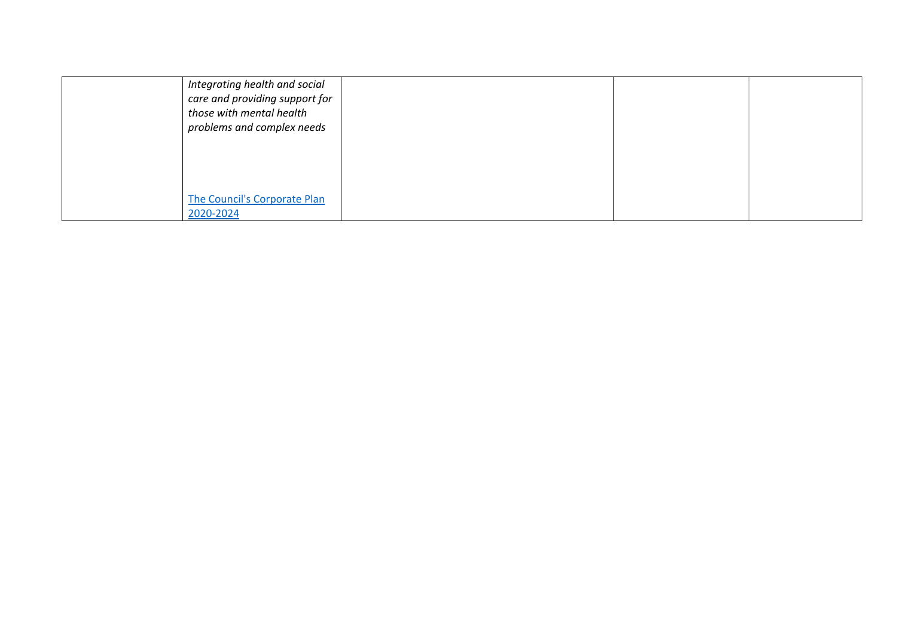| | | | | |
|---|---|---|---|---|
| | *Integrating health and social care and providing support for those with mental health problems and complex needs*<br><br>The Council's Corporate Plan 2020-2024 | | | |